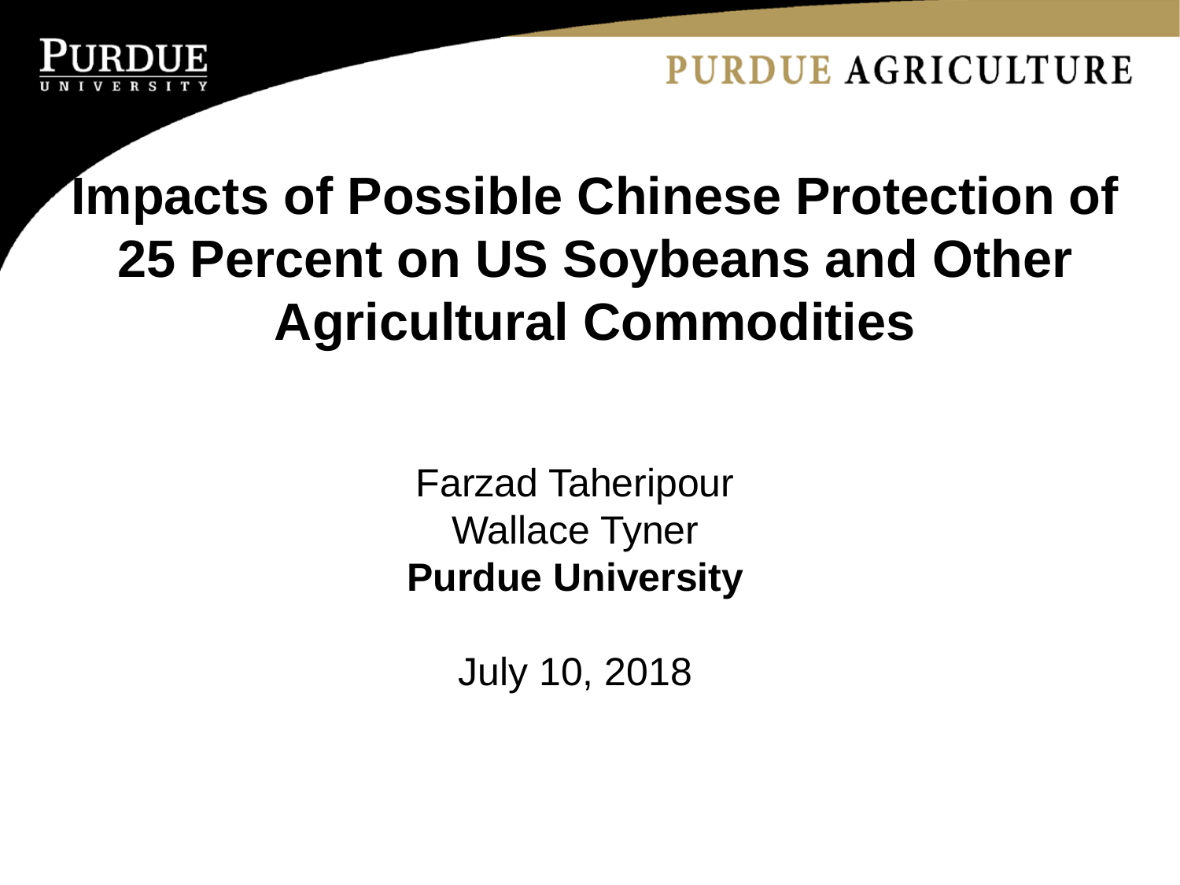# Impacts of Possible Chinese Protection of 25 Percent on US Soybeans and Other Agricultural Commodities

Farzad Taheripour
Wallace Tyner
**Purdue University**

July 10, 2018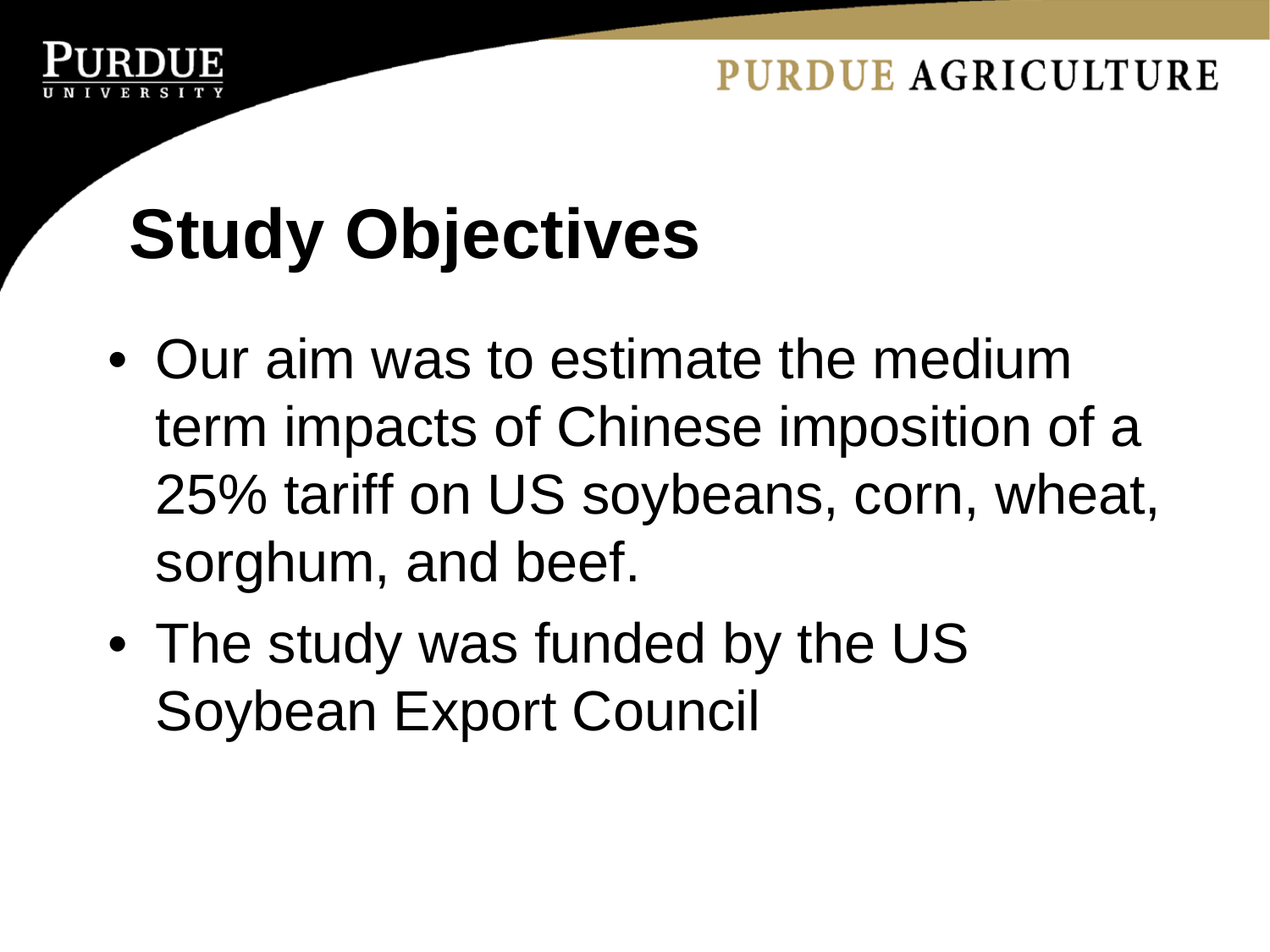# Study Objectives

- Our aim was to estimate the medium term impacts of Chinese imposition of a 25% tariff on US soybeans, corn, wheat, sorghum, and beef.
- The study was funded by the US Soybean Export Council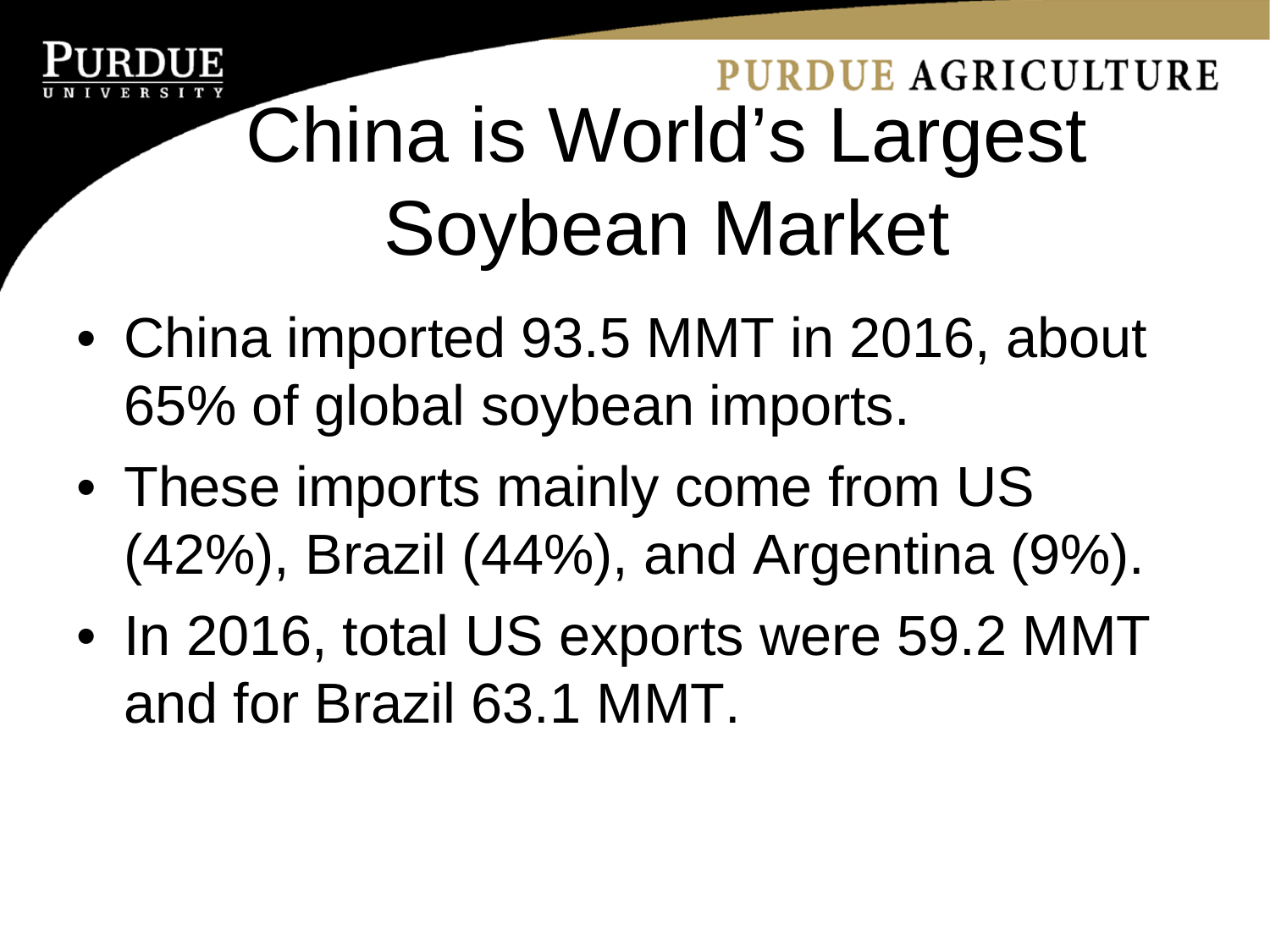# China is World's Largest Soybean Market

- China imported 93.5 MMT in 2016, about 65% of global soybean imports.
- These imports mainly come from US (42%), Brazil (44%), and Argentina (9%).
- In 2016, total US exports were 59.2 MMT and for Brazil 63.1 MMT.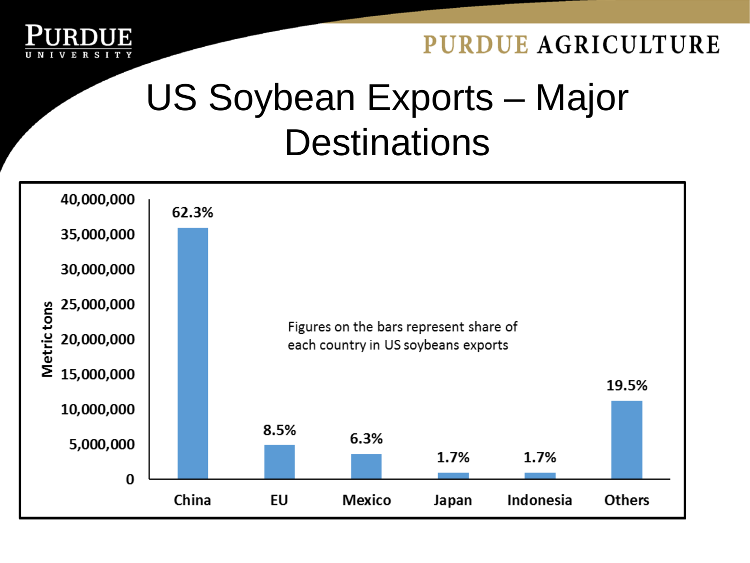# US Soybean Exports – Major Destinations

| Destination | Share of US soybean exports |
|---|---|
| China | 62.3% |
| EU | 8.5% |
| Mexico | 6.3% |
| Japan | 1.7% |
| Indonesia | 1.7% |
| Others | 19.5% |

Metric tons

Figures on the bars represent share of each country in US soybeans exports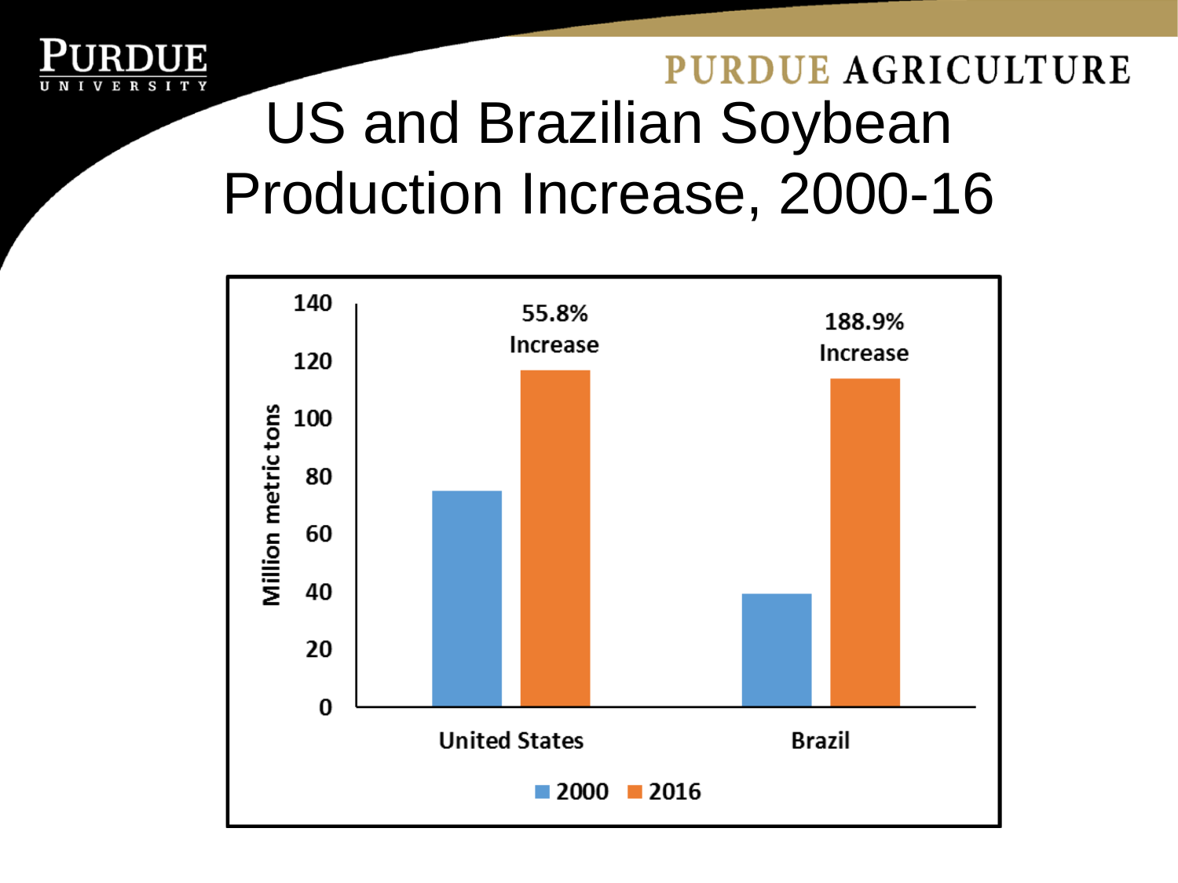# US and Brazilian Soybean Production Increase, 2000-16

Million metric tons

| | 2000 | 2016 | |
|---|---|---|---|
| United States | | | 55.8% Increase |
| Brazil | | | 188.9% Increase |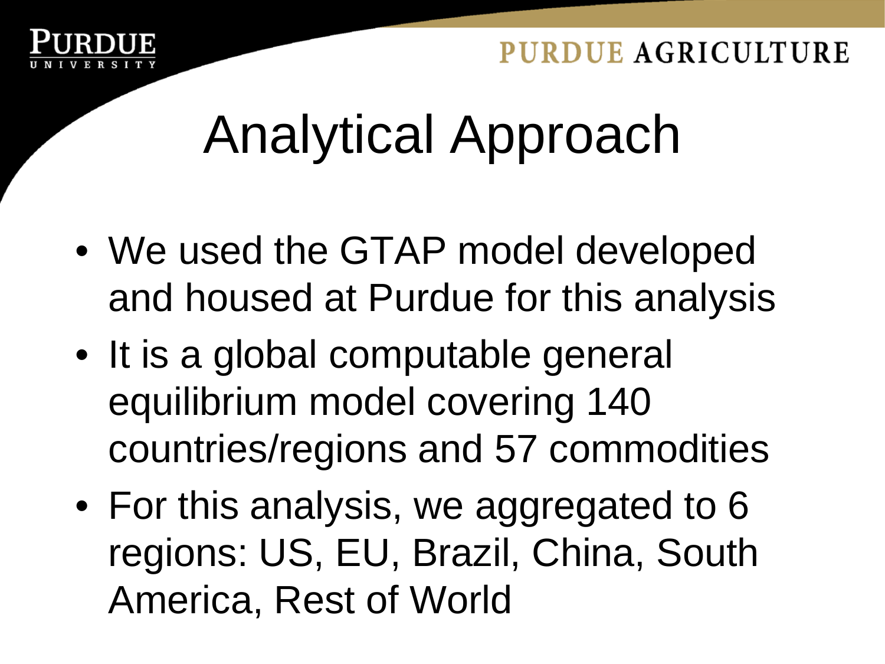# Analytical Approach

- We used the GTAP model developed and housed at Purdue for this analysis
- It is a global computable general equilibrium model covering 140 countries/regions and 57 commodities
- For this analysis, we aggregated to 6 regions: US, EU, Brazil, China, South America, Rest of World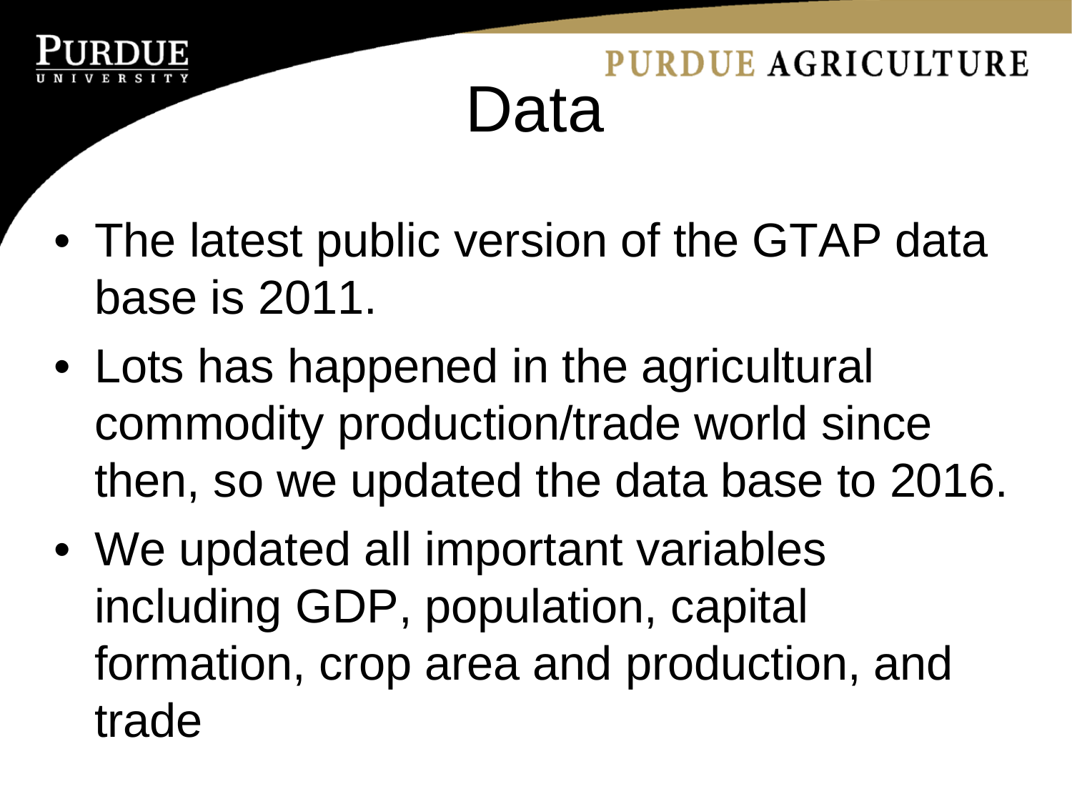# Data

- The latest public version of the GTAP data base is 2011.
- Lots has happened in the agricultural commodity production/trade world since then, so we updated the data base to 2016.
- We updated all important variables including GDP, population, capital formation, crop area and production, and trade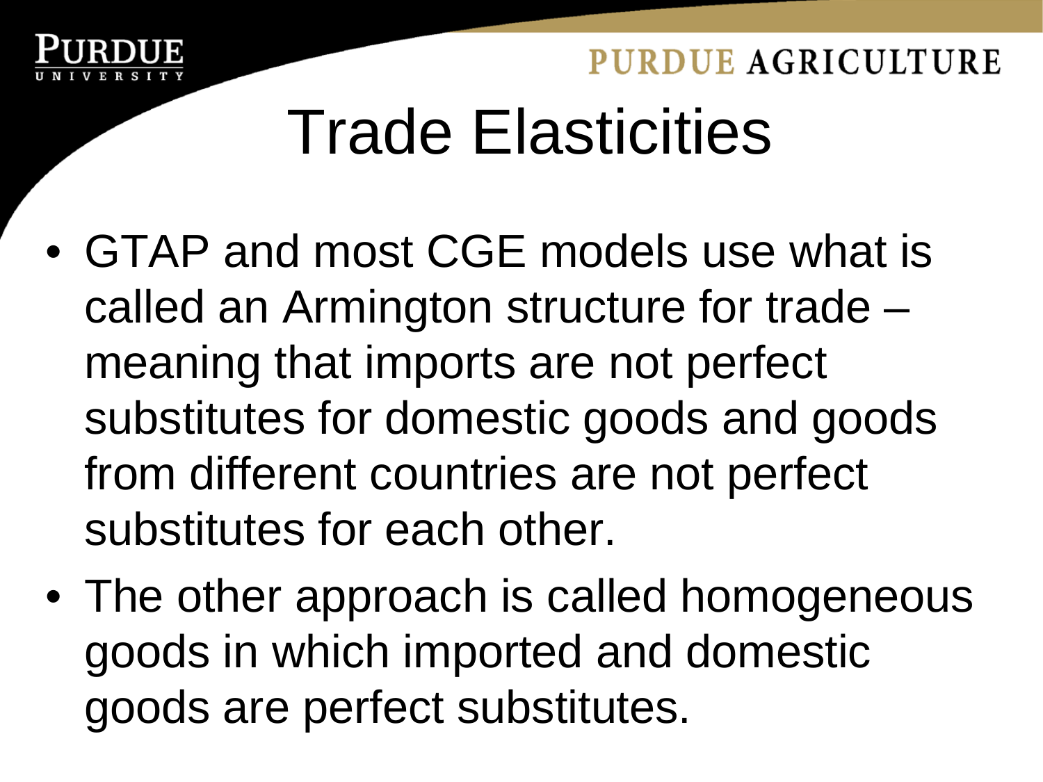# Trade Elasticities

- GTAP and most CGE models use what is called an Armington structure for trade – meaning that imports are not perfect substitutes for domestic goods and goods from different countries are not perfect substitutes for each other.
- The other approach is called homogeneous goods in which imported and domestic goods are perfect substitutes.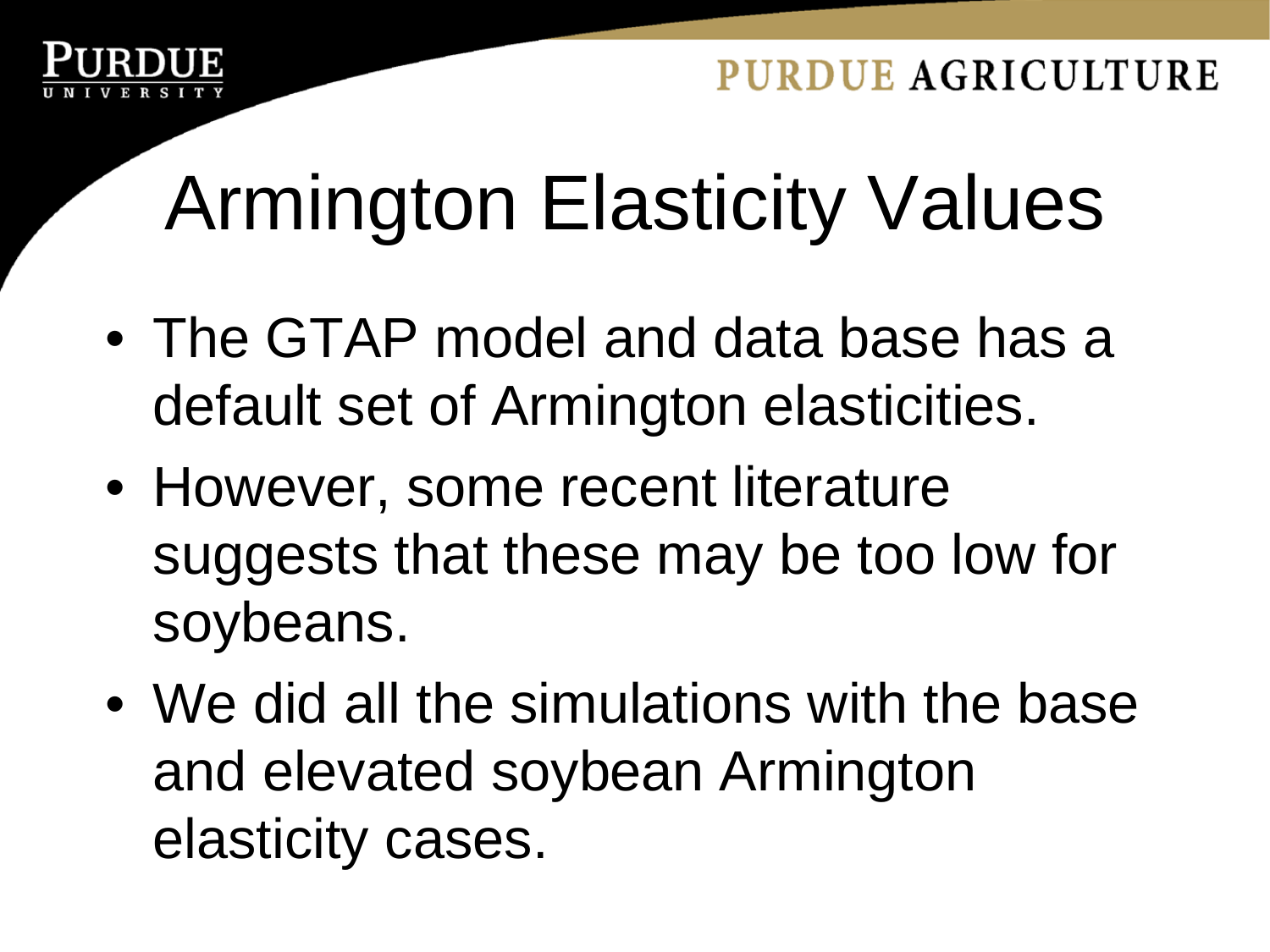# Armington Elasticity Values

- The GTAP model and data base has a default set of Armington elasticities.
- However, some recent literature suggests that these may be too low for soybeans.
- We did all the simulations with the base and elevated soybean Armington elasticity cases.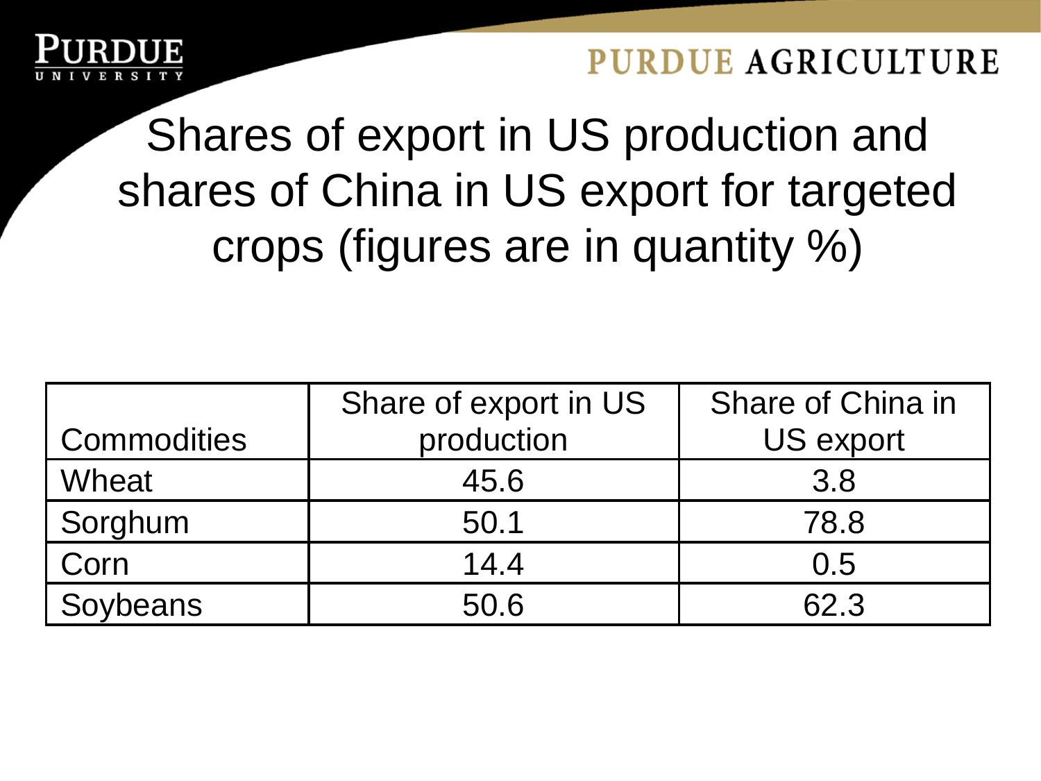# Shares of export in US production and shares of China in US export for targeted crops (figures are in quantity %)

| Commodities | Share of export in US production | Share of China in US export |
|---|---|---|
| Wheat | 45.6 | 3.8 |
| Sorghum | 50.1 | 78.8 |
| Corn | 14.4 | 0.5 |
| Soybeans | 50.6 | 62.3 |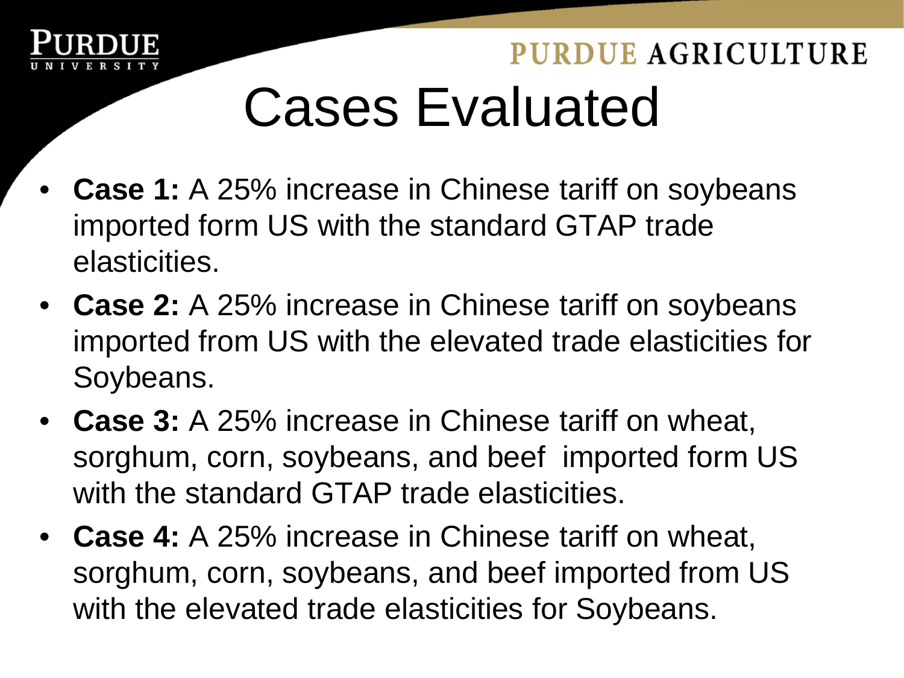# Cases Evaluated

- **Case 1:** A 25% increase in Chinese tariff on soybeans imported form US with the standard GTAP trade elasticities.
- **Case 2:** A 25% increase in Chinese tariff on soybeans imported from US with the elevated trade elasticities for Soybeans.
- **Case 3:** A 25% increase in Chinese tariff on wheat, sorghum, corn, soybeans, and beef imported form US with the standard GTAP trade elasticities.
- **Case 4:** A 25% increase in Chinese tariff on wheat, sorghum, corn, soybeans, and beef imported from US with the elevated trade elasticities for Soybeans.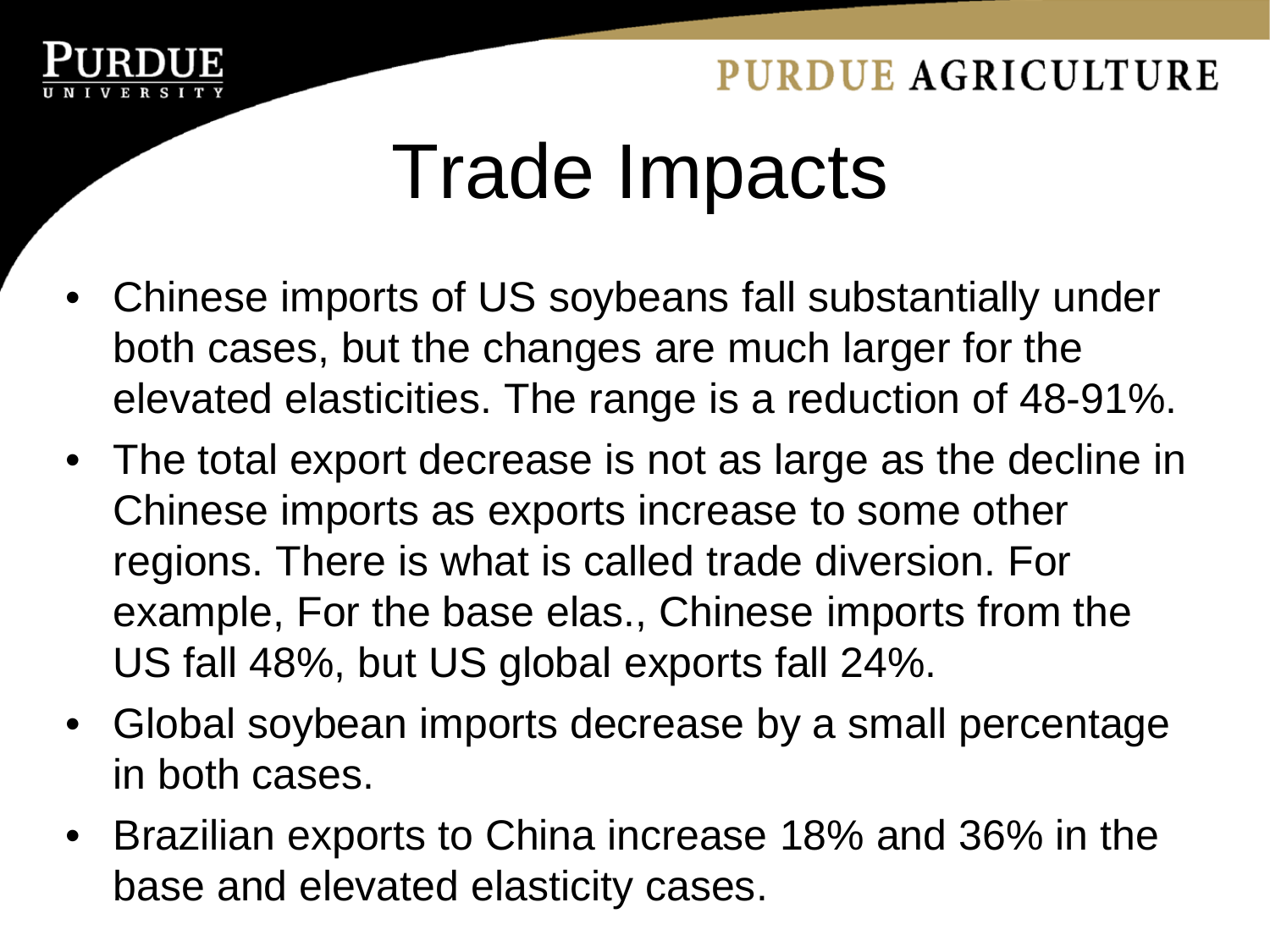# Trade Impacts

- Chinese imports of US soybeans fall substantially under both cases, but the changes are much larger for the elevated elasticities. The range is a reduction of 48-91%.
- The total export decrease is not as large as the decline in Chinese imports as exports increase to some other regions. There is what is called trade diversion. For example, For the base elas., Chinese imports from the US fall 48%, but US global exports fall 24%.
- Global soybean imports decrease by a small percentage in both cases.
- Brazilian exports to China increase 18% and 36% in the base and elevated elasticity cases.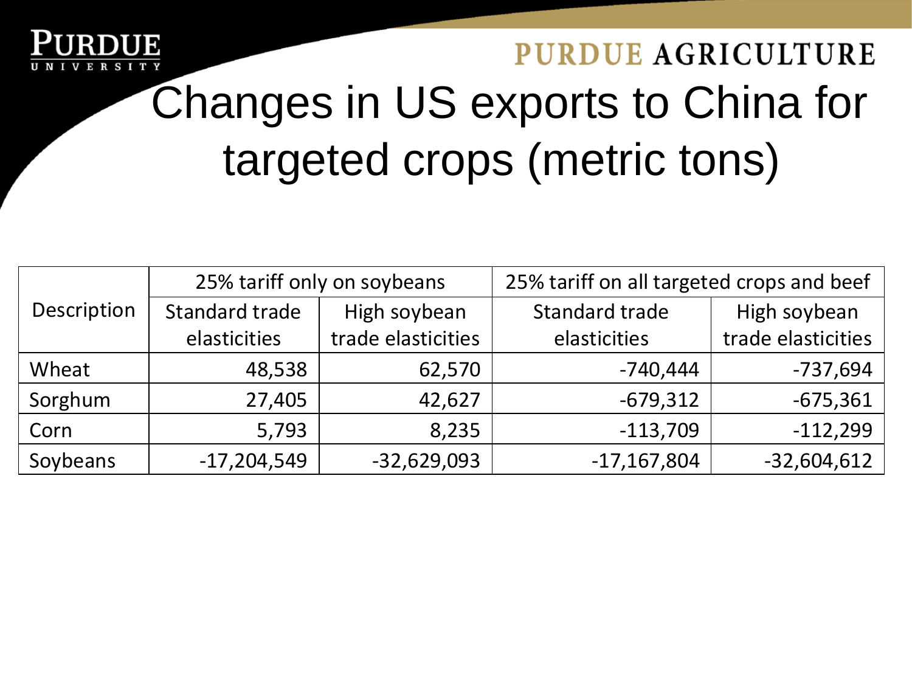# Changes in US exports to China for targeted crops (metric tons)

| Description | 25% tariff only on soybeans | | 25% tariff on all targeted crops and beef | |
|---|---|---|---|---|
| | Standard trade elasticities | High soybean trade elasticities | Standard trade elasticities | High soybean trade elasticities |
| Wheat | 48,538 | 62,570 | -740,444 | -737,694 |
| Sorghum | 27,405 | 42,627 | -679,312 | -675,361 |
| Corn | 5,793 | 8,235 | -113,709 | -112,299 |
| Soybeans | -17,204,549 | -32,629,093 | -17,167,804 | -32,604,612 |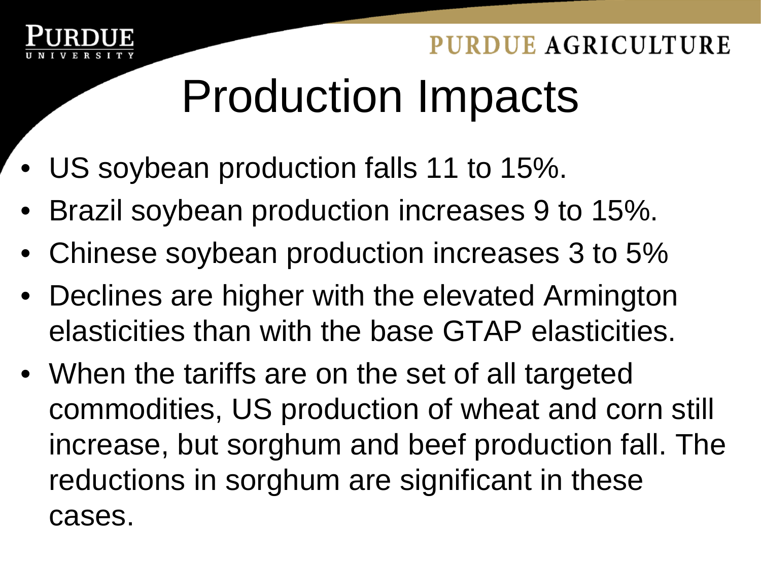# Production Impacts

- US soybean production falls 11 to 15%.
- Brazil soybean production increases 9 to 15%.
- Chinese soybean production increases 3 to 5%
- Declines are higher with the elevated Armington elasticities than with the base GTAP elasticities.
- When the tariffs are on the set of all targeted commodities, US production of wheat and corn still increase, but sorghum and beef production fall. The reductions in sorghum are significant in these cases.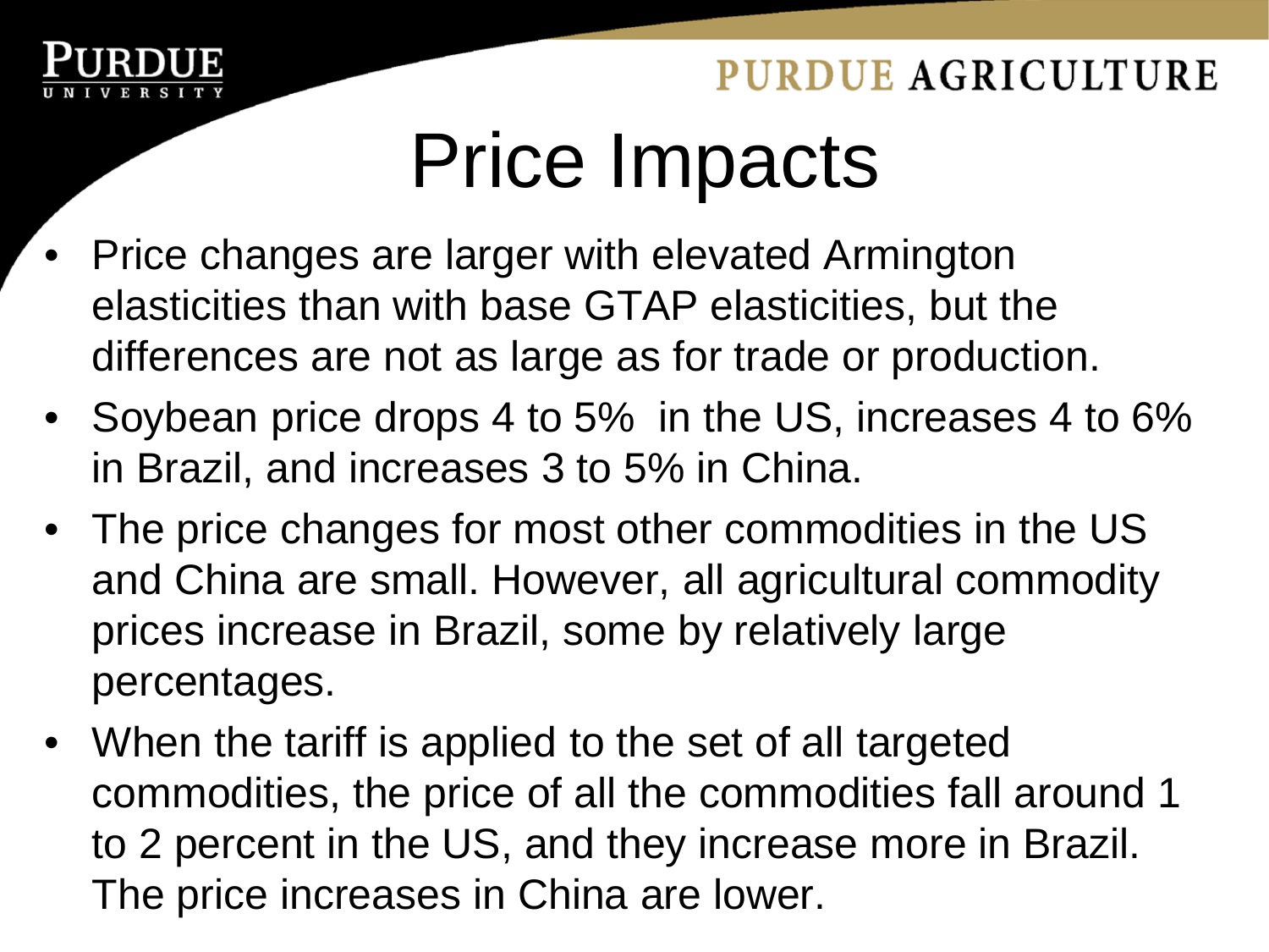# Price Impacts

- Price changes are larger with elevated Armington elasticities than with base GTAP elasticities, but the differences are not as large as for trade or production.
- Soybean price drops 4 to 5% in the US, increases 4 to 6% in Brazil, and increases 3 to 5% in China.
- The price changes for most other commodities in the US and China are small. However, all agricultural commodity prices increase in Brazil, some by relatively large percentages.
- When the tariff is applied to the set of all targeted commodities, the price of all the commodities fall around 1 to 2 percent in the US, and they increase more in Brazil. The price increases in China are lower.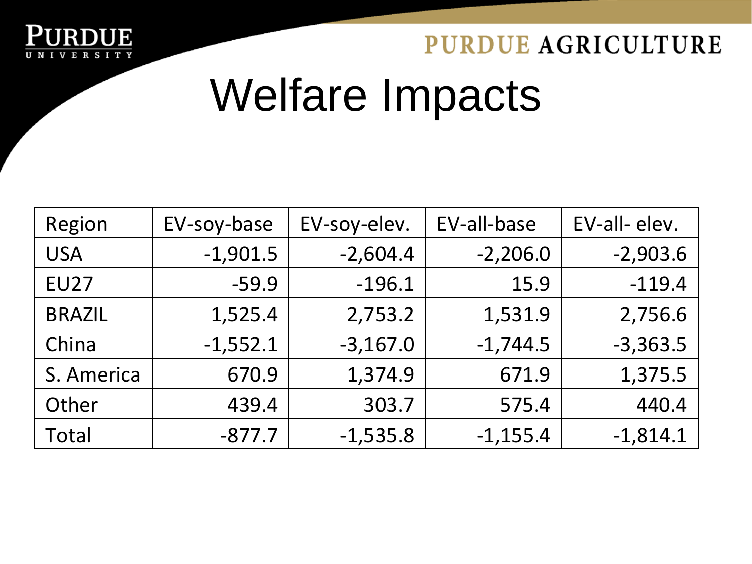# Welfare Impacts

| Region | EV-soy-base | EV-soy-elev. | EV-all-base | EV-all- elev. |
|---|---|---|---|---|
| USA | -1,901.5 | -2,604.4 | -2,206.0 | -2,903.6 |
| EU27 | -59.9 | -196.1 | 15.9 | -119.4 |
| BRAZIL | 1,525.4 | 2,753.2 | 1,531.9 | 2,756.6 |
| China | -1,552.1 | -3,167.0 | -1,744.5 | -3,363.5 |
| S. America | 670.9 | 1,374.9 | 671.9 | 1,375.5 |
| Other | 439.4 | 303.7 | 575.4 | 440.4 |
| Total | -877.7 | -1,535.8 | -1,155.4 | -1,814.1 |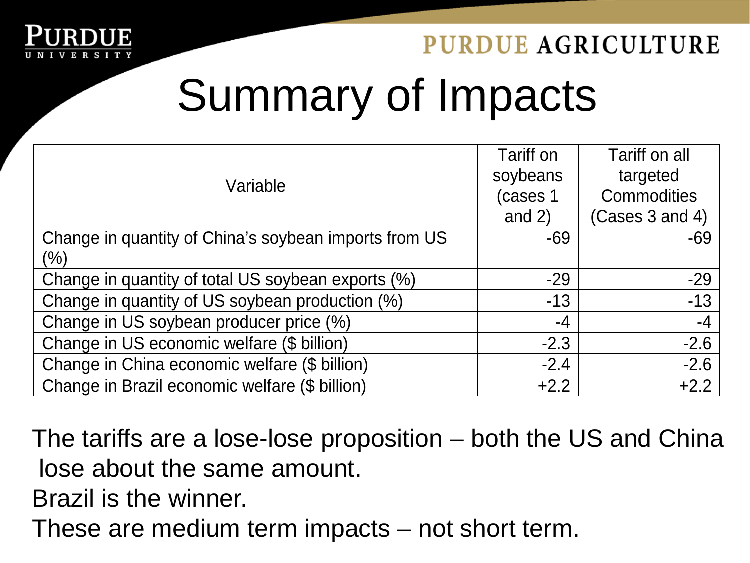# Summary of Impacts

| Variable | Tariff on soybeans (cases 1 and 2) | Tariff on all targeted Commodities (Cases 3 and 4) |
|---|---|---|
| Change in quantity of China's soybean imports from US (%) | -69 | -69 |
| Change in quantity of total US soybean exports (%) | -29 | -29 |
| Change in quantity of US soybean production (%) | -13 | -13 |
| Change in US soybean producer price (%) | -4 | -4 |
| Change in US economic welfare ($ billion) | -2.3 | -2.6 |
| Change in China economic welfare ($ billion) | -2.4 | -2.6 |
| Change in Brazil economic welfare ($ billion) | +2.2 | +2.2 |

The tariffs are a lose-lose proposition – both the US and China lose about the same amount.

Brazil is the winner.

These are medium term impacts – not short term.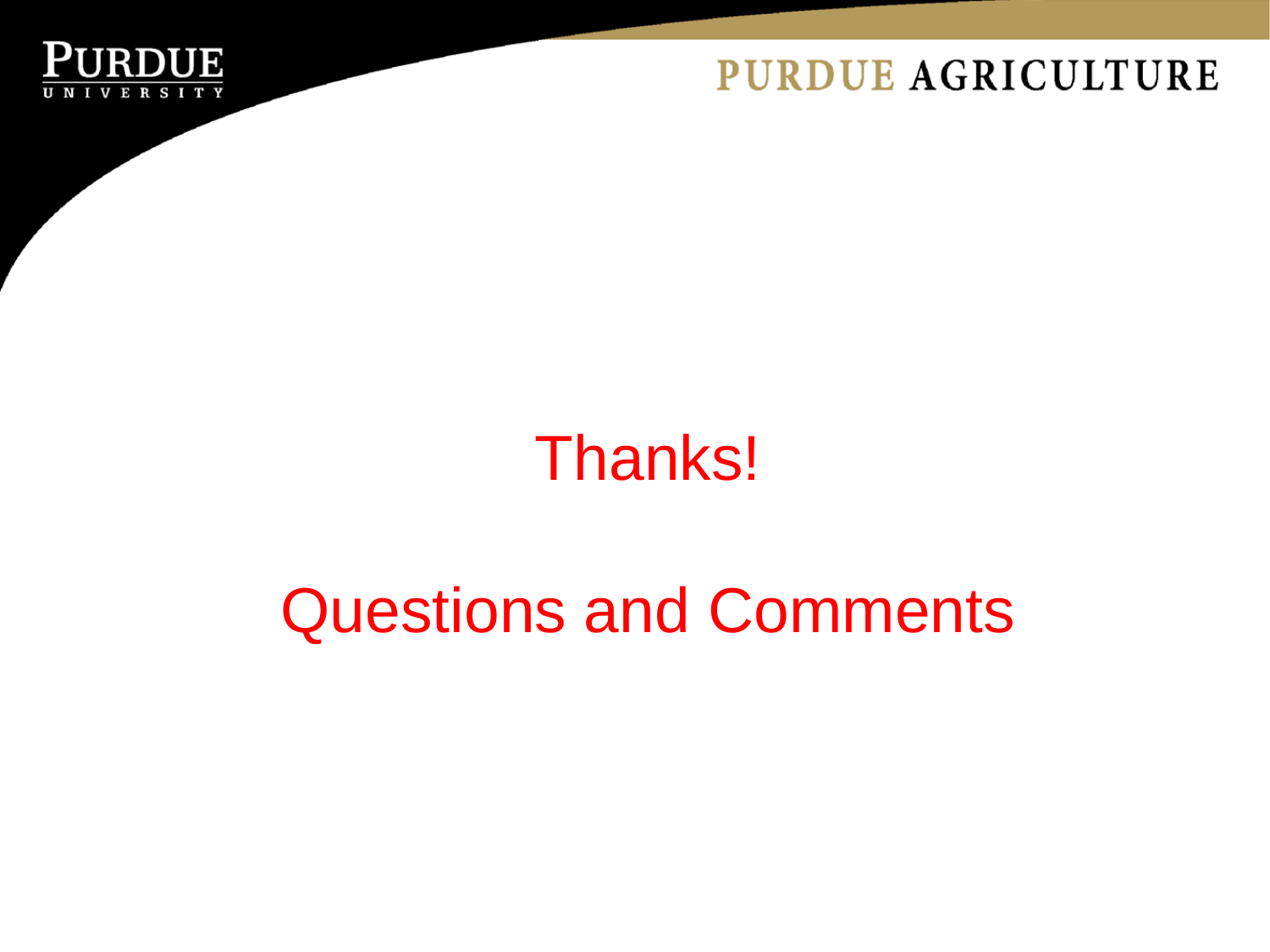Thanks!

Questions and Comments